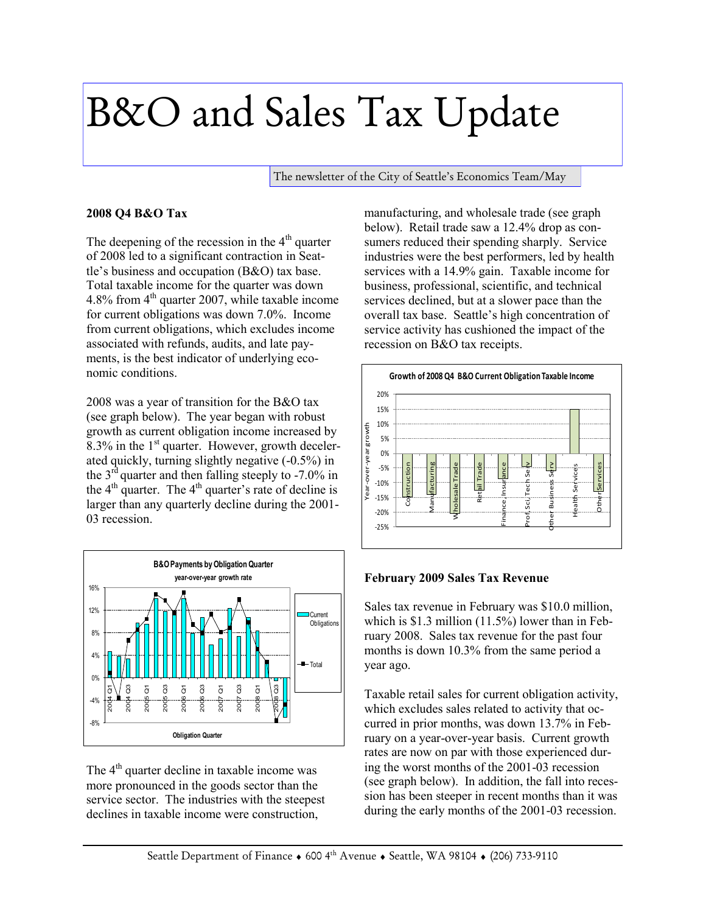# B&O and Sales Tax Update

The newsletter of the City of Seattle's Economics Team/May

### 2008 Q4 B&O Tax

The deepening of the recession in the 4th quarter of 2008 led to a significant contraction in Seattle's business and occupation (B&O) tax base. Total taxable income for the quarter was down 4.8% from 4th quarter 2007, while taxable income for current obligations was down 7.0%. Income from current obligations, which excludes income associated with refunds, audits, and late payments, is the best indicator of underlying economic conditions.

2008 was a year of transition for the B&O tax (see graph below). The year began with robust growth as current obligation income increased by 8.3% in the 1st quarter. However, growth decelerated quickly, turning slightly negative (-0.5%) in the 3rd quarter and then falling steeply to -7.0% in the 4th quarter. The 4th quarter's rate of decline is larger than any quarterly decline during the 2001-03 recession.

The 4th quarter decline in taxable income was more pronounced in the goods sector than the service sector. The industries with the steepest declines in taxable income were construction, manufacturing, and wholesale trade (see graph below). Retail trade saw a 12.4% drop as consumers reduced their spending sharply. Service industries were the best performers, led by health services with a 14.9% gain. Taxable income for business, professional, scientific, and technical services declined, but at a slower pace than the overall tax base. Seattle's high concentration of service activity has cushioned the impact of the recession on B&O tax receipts.

### February 2009 Sales Tax Revenue

Sales tax revenue in February was $10.0 million, which is $1.3 million (11.5%) lower than in February 2008. Sales tax revenue for the past four months is down 10.3% from the same period a year ago.

Taxable retail sales for current obligation activity, which excludes sales related to activity that occurred in prior months, was down 13.7% in February on a year-over-year basis. Current growth rates are now on par with those experienced during the worst months of the 2001-03 recession (see graph below). In addition, the fall into recession has been steeper in recent months than it was during the early months of the 2001-03 recession.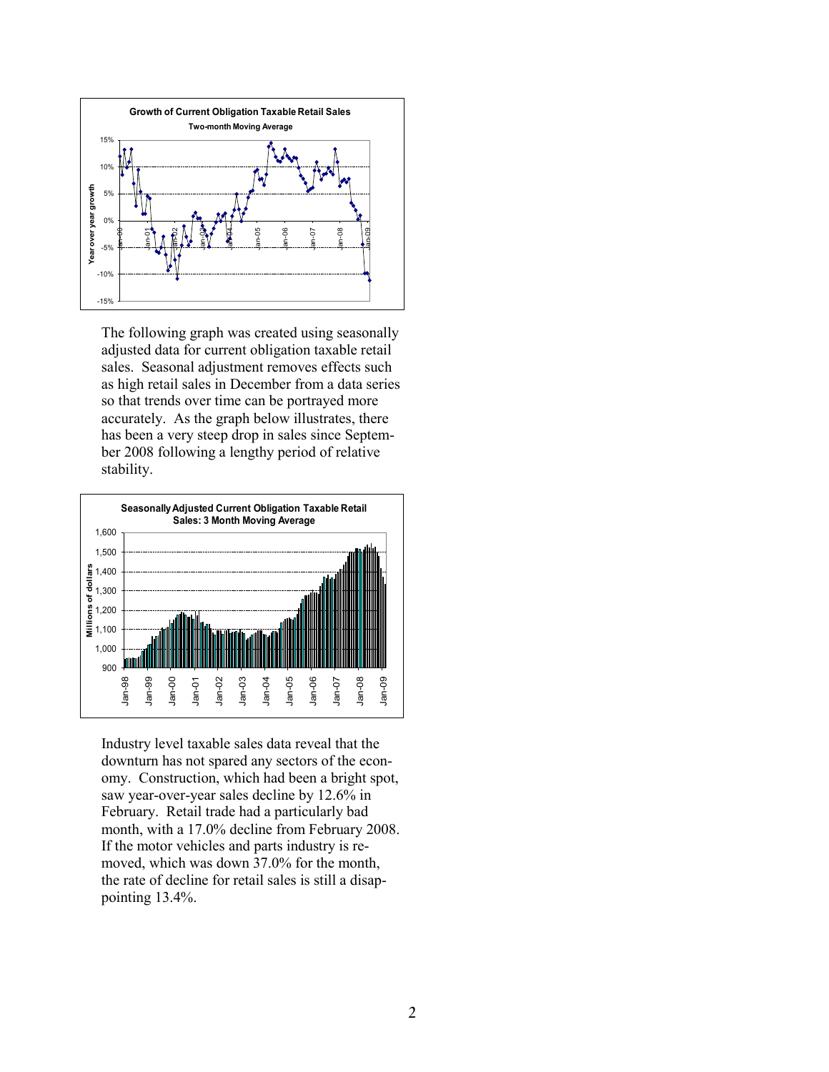**Growth of Current Obligation Taxable Retail Sales**

**Two-month Moving Average**

Year over year growth

15%
10%
5%
0%
-5%
-10%
-15%

Jan-00
Jan-01
Jan-02
Jan-03
Jan-04
Jan-05
Jan-06
Jan-07
Jan-08
Jan-09

The following graph was created using seasonally adjusted data for current obligation taxable retail sales. Seasonal adjustment removes effects such as high retail sales in December from a data series so that trends over time can be portrayed more accurately. As the graph below illustrates, there has been a very steep drop in sales since September 2008 following a lengthy period of relative stability.

**Seasonally Adjusted Current Obligation Taxable Retail Sales: 3 Month Moving Average**

Millions of dollars

1,600
1,500
1,400
1,300
1,200
1,100
1,000
900

Jan-98
Jan-99
Jan-00
Jan-01
Jan-02
Jan-03
Jan-04
Jan-05
Jan-06
Jan-07
Jan-08
Jan-09

Industry level taxable sales data reveal that the downturn has not spared any sectors of the economy. Construction, which had been a bright spot, saw year-over-year sales decline by 12.6% in February. Retail trade had a particularly bad month, with a 17.0% decline from February 2008. If the motor vehicles and parts industry is removed, which was down 37.0% for the month, the rate of decline for retail sales is still a disappointing 13.4%.